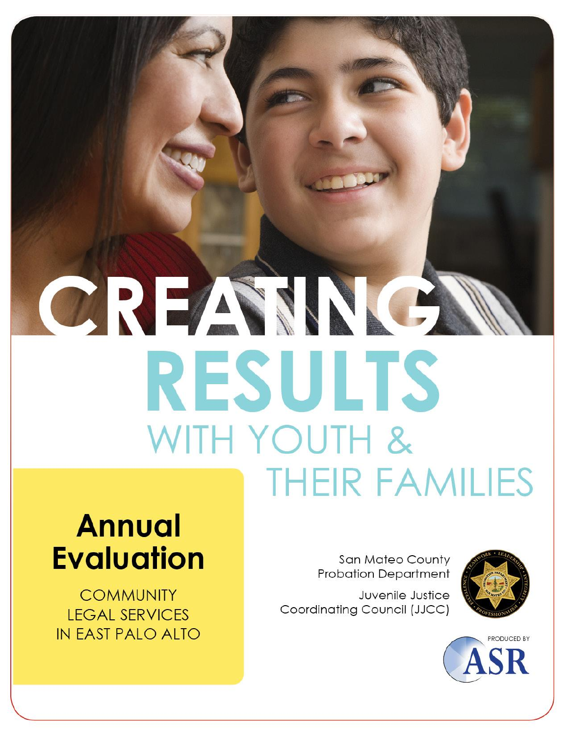# CREATING RESULTS WITH YOUTH & THEIR FAMILIES

## Annual Evaluation

COMMUNITY LEGAL SERVICES IN EAST PALO ALTO

San Mateo County Probation Department

Juvenile Justice Coordinating Council (JJCC)

PRODUCED BY ASR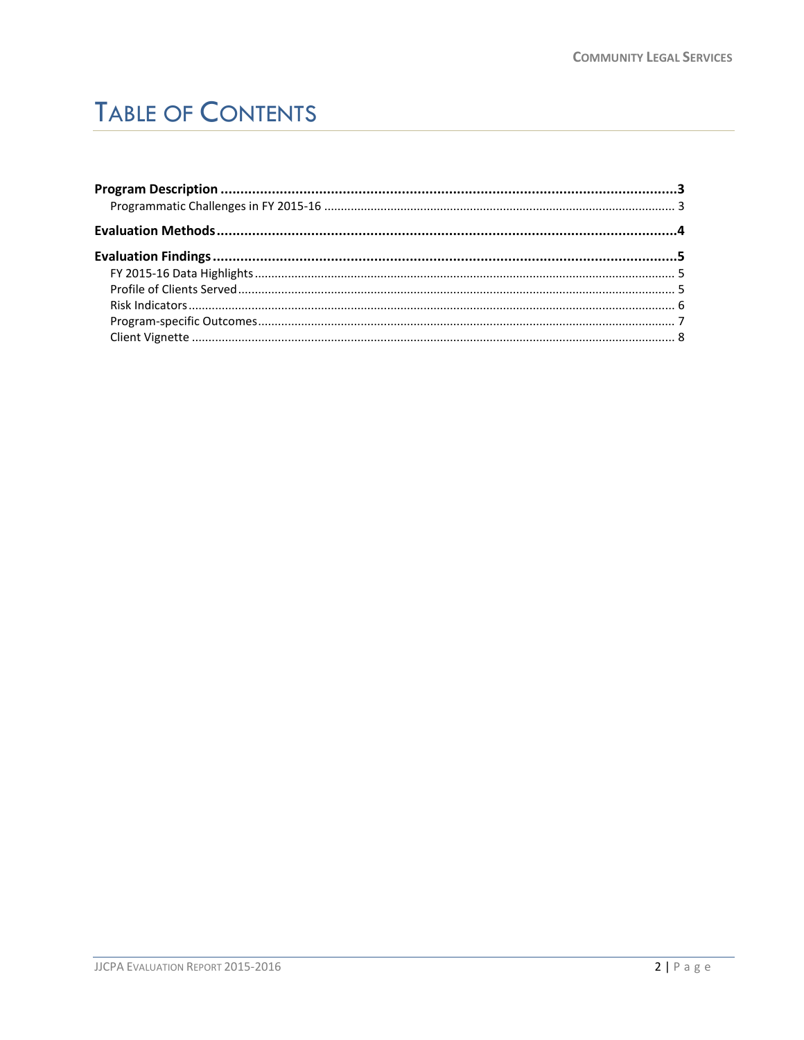# TABLE OF CONTENTS

**Program Description** ........................................ **3**
- Programmatic Challenges in FY 2015-16 ........................................ 3

**Evaluation Methods** ........................................ **4**

**Evaluation Findings** ........................................ **5**
- FY 2015-16 Data Highlights ........................................ 5
- Profile of Clients Served ........................................ 5
- Risk Indicators ........................................ 6
- Program-specific Outcomes ........................................ 7
- Client Vignette ........................................ 8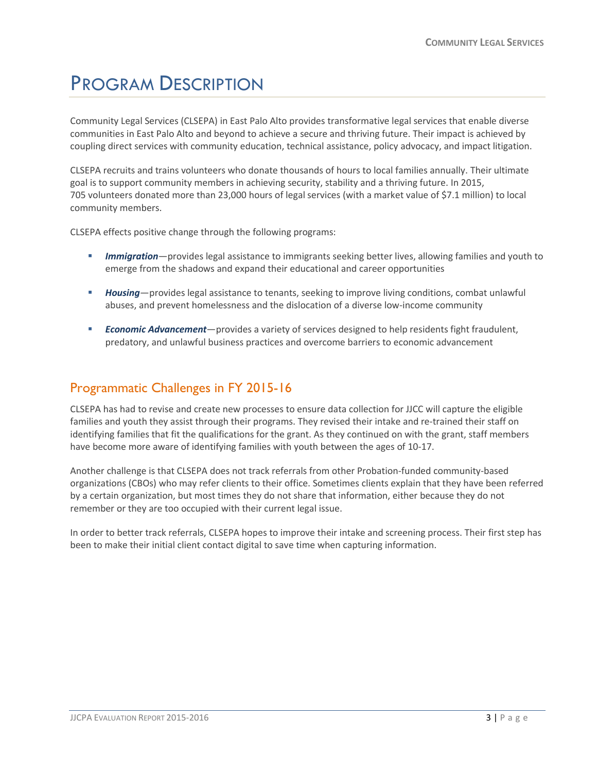# Program Description

Community Legal Services (CLSEPA) in East Palo Alto provides transformative legal services that enable diverse communities in East Palo Alto and beyond to achieve a secure and thriving future. Their impact is achieved by coupling direct services with community education, technical assistance, policy advocacy, and impact litigation.

CLSEPA recruits and trains volunteers who donate thousands of hours to local families annually. Their ultimate goal is to support community members in achieving security, stability and a thriving future. In 2015, 705 volunteers donated more than 23,000 hours of legal services (with a market value of $7.1 million) to local community members.

CLSEPA effects positive change through the following programs:

- ***Immigration***—provides legal assistance to immigrants seeking better lives, allowing families and youth to emerge from the shadows and expand their educational and career opportunities
- ***Housing***—provides legal assistance to tenants, seeking to improve living conditions, combat unlawful abuses, and prevent homelessness and the dislocation of a diverse low-income community
- ***Economic Advancement***—provides a variety of services designed to help residents fight fraudulent, predatory, and unlawful business practices and overcome barriers to economic advancement

## Programmatic Challenges in FY 2015-16

CLSEPA has had to revise and create new processes to ensure data collection for JJCC will capture the eligible families and youth they assist through their programs. They revised their intake and re-trained their staff on identifying families that fit the qualifications for the grant. As they continued on with the grant, staff members have become more aware of identifying families with youth between the ages of 10-17.

Another challenge is that CLSEPA does not track referrals from other Probation-funded community-based organizations (CBOs) who may refer clients to their office. Sometimes clients explain that they have been referred by a certain organization, but most times they do not share that information, either because they do not remember or they are too occupied with their current legal issue.

In order to better track referrals, CLSEPA hopes to improve their intake and screening process. Their first step has been to make their initial client contact digital to save time when capturing information.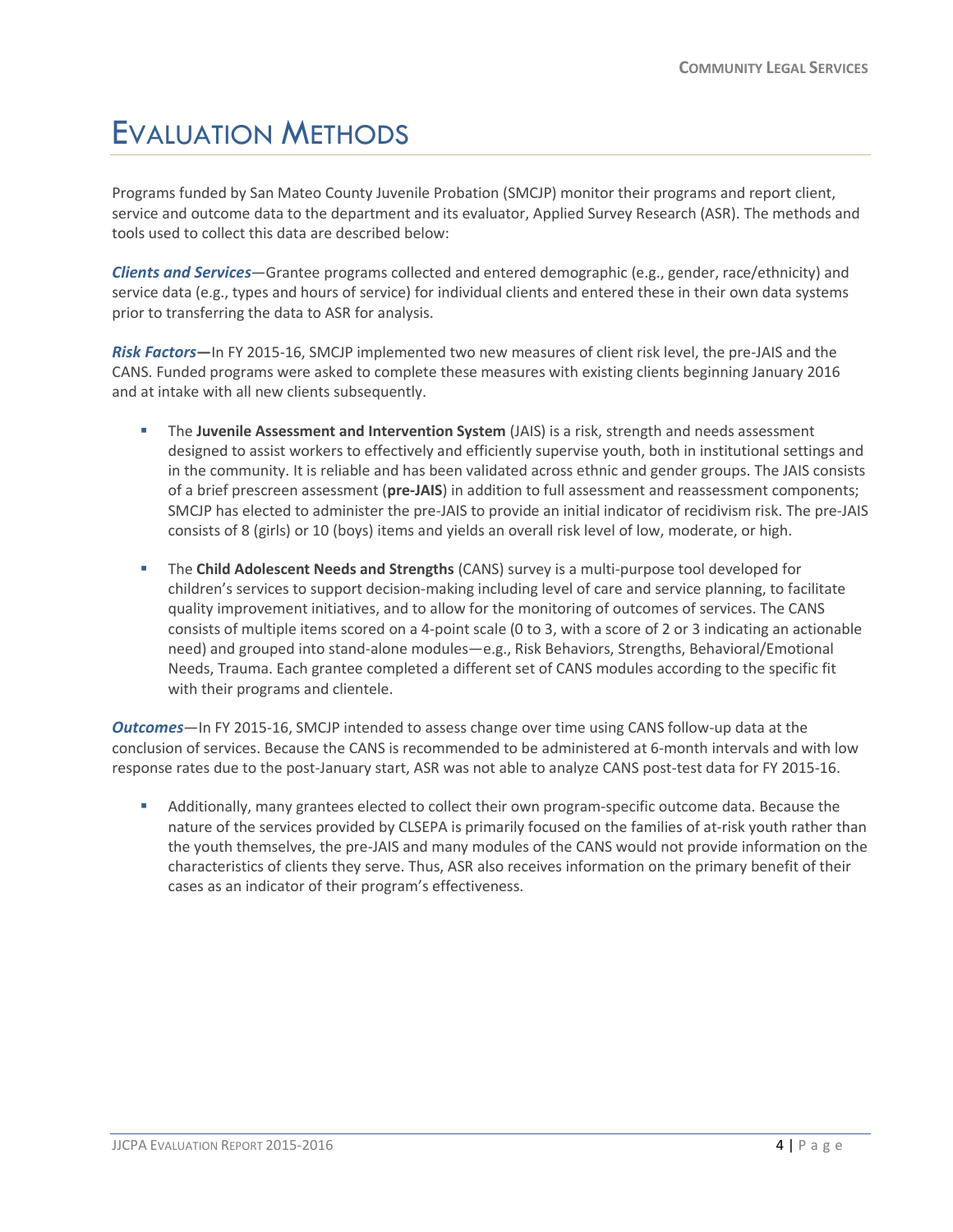# Evaluation Methods

Programs funded by San Mateo County Juvenile Probation (SMCJP) monitor their programs and report client, service and outcome data to the department and its evaluator, Applied Survey Research (ASR). The methods and tools used to collect this data are described below:

***Clients and Services***—Grantee programs collected and entered demographic (e.g., gender, race/ethnicity) and service data (e.g., types and hours of service) for individual clients and entered these in their own data systems prior to transferring the data to ASR for analysis.

***Risk Factors*—**In FY 2015-16, SMCJP implemented two new measures of client risk level, the pre-JAIS and the CANS. Funded programs were asked to complete these measures with existing clients beginning January 2016 and at intake with all new clients subsequently.

- The **Juvenile Assessment and Intervention System** (JAIS) is a risk, strength and needs assessment designed to assist workers to effectively and efficiently supervise youth, both in institutional settings and in the community. It is reliable and has been validated across ethnic and gender groups. The JAIS consists of a brief prescreen assessment (**pre-JAIS**) in addition to full assessment and reassessment components; SMCJP has elected to administer the pre-JAIS to provide an initial indicator of recidivism risk. The pre-JAIS consists of 8 (girls) or 10 (boys) items and yields an overall risk level of low, moderate, or high.

- The **Child Adolescent Needs and Strengths** (CANS) survey is a multi-purpose tool developed for children's services to support decision-making including level of care and service planning, to facilitate quality improvement initiatives, and to allow for the monitoring of outcomes of services. The CANS consists of multiple items scored on a 4-point scale (0 to 3, with a score of 2 or 3 indicating an actionable need) and grouped into stand-alone modules—e.g., Risk Behaviors, Strengths, Behavioral/Emotional Needs, Trauma. Each grantee completed a different set of CANS modules according to the specific fit with their programs and clientele.

***Outcomes***—In FY 2015-16, SMCJP intended to assess change over time using CANS follow-up data at the conclusion of services. Because the CANS is recommended to be administered at 6-month intervals and with low response rates due to the post-January start, ASR was not able to analyze CANS post-test data for FY 2015-16.

- Additionally, many grantees elected to collect their own program-specific outcome data. Because the nature of the services provided by CLSEPA is primarily focused on the families of at-risk youth rather than the youth themselves, the pre-JAIS and many modules of the CANS would not provide information on the characteristics of clients they serve. Thus, ASR also receives information on the primary benefit of their cases as an indicator of their program's effectiveness.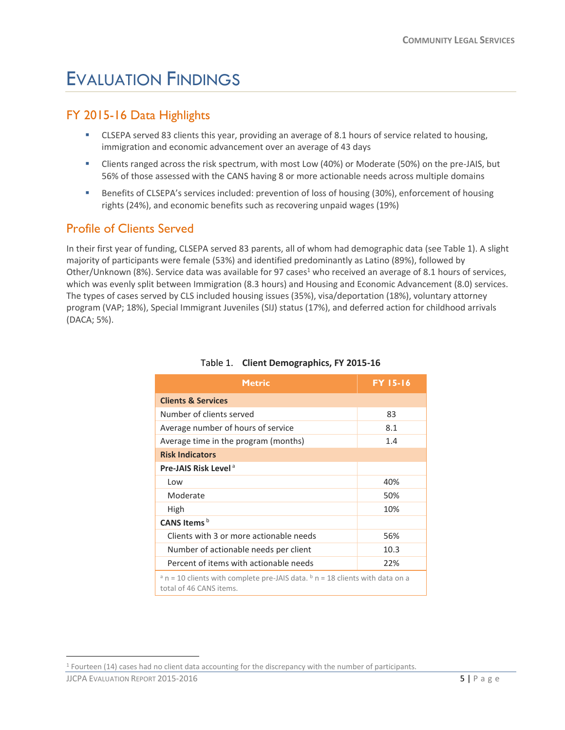# Evaluation Findings

## FY 2015-16 Data Highlights

- CLSEPA served 83 clients this year, providing an average of 8.1 hours of service related to housing, immigration and economic advancement over an average of 43 days
- Clients ranged across the risk spectrum, with most Low (40%) or Moderate (50%) on the pre-JAIS, but 56% of those assessed with the CANS having 8 or more actionable needs across multiple domains
- Benefits of CLSEPA's services included: prevention of loss of housing (30%), enforcement of housing rights (24%), and economic benefits such as recovering unpaid wages (19%)

## Profile of Clients Served

In their first year of funding, CLSEPA served 83 parents, all of whom had demographic data (see Table 1). A slight majority of participants were female (53%) and identified predominantly as Latino (89%), followed by Other/Unknown (8%). Service data was available for 97 cases[1] who received an average of 8.1 hours of services, which was evenly split between Immigration (8.3 hours) and Housing and Economic Advancement (8.0) services. The types of cases served by CLS included housing issues (35%), visa/deportation (18%), voluntary attorney program (VAP; 18%), Special Immigrant Juveniles (SIJ) status (17%), and deferred action for childhood arrivals (DACA; 5%).

Table 1. **Client Demographics, FY 2015-16**

| Metric | FY 15-16 |
|---|---|
| **Clients & Services** | |
| Number of clients served | 83 |
| Average number of hours of service | 8.1 |
| Average time in the program (months) | 1.4 |
| **Risk Indicators** | |
| **Pre-JAIS Risk Level** [a] | |
| Low | 40% |
| Moderate | 50% |
| High | 10% |
| **CANS Items** [b] | |
| Clients with 3 or more actionable needs | 56% |
| Number of actionable needs per client | 10.3 |
| Percent of items with actionable needs | 22% |

[a] n = 10 clients with complete pre-JAIS data. [b] n = 18 clients with data on a total of 46 CANS items.

[1] Fourteen (14) cases had no client data accounting for the discrepancy with the number of participants.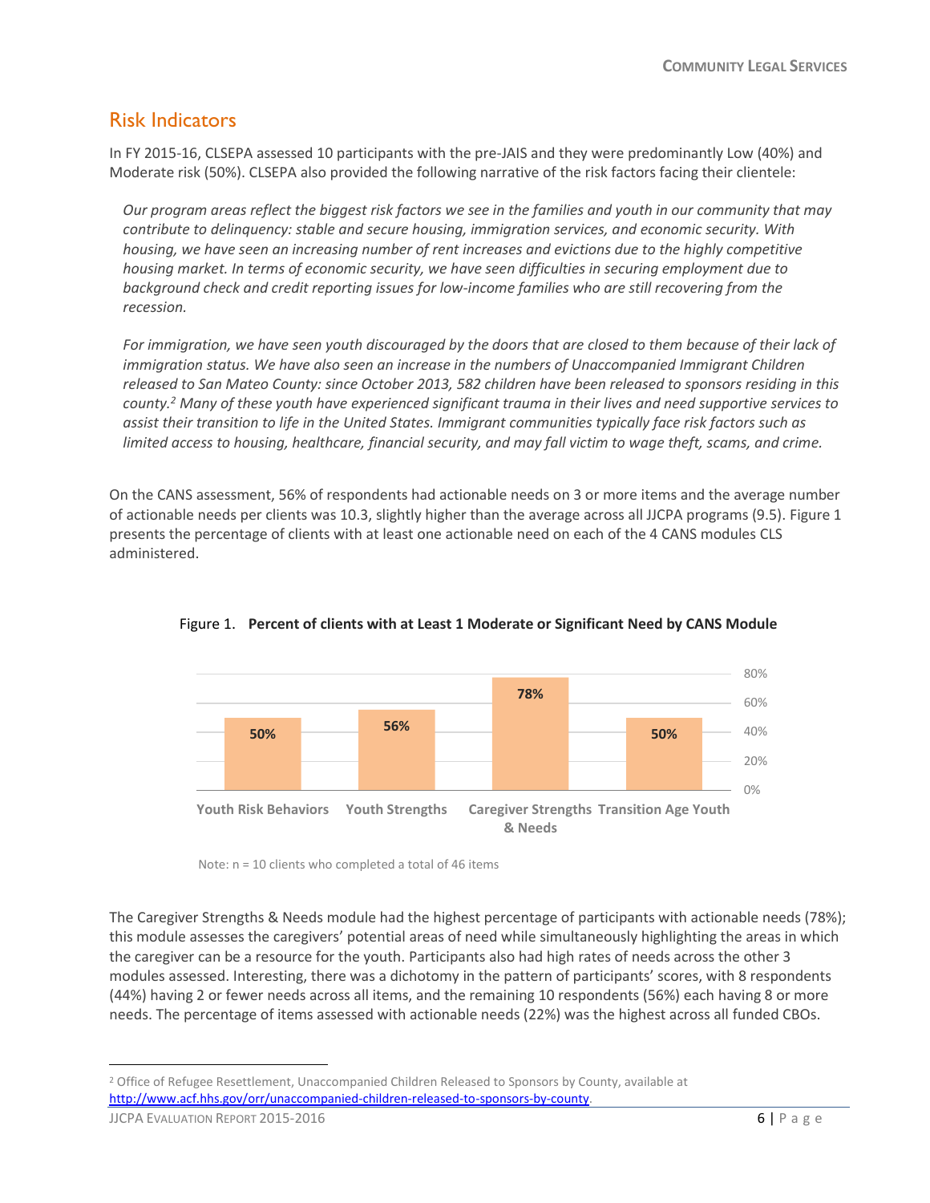## Risk Indicators

In FY 2015-16, CLSEPA assessed 10 participants with the pre-JAIS and they were predominantly Low (40%) and Moderate risk (50%). CLSEPA also provided the following narrative of the risk factors facing their clientele:

> *Our program areas reflect the biggest risk factors we see in the families and youth in our community that may contribute to delinquency: stable and secure housing, immigration services, and economic security. With housing, we have seen an increasing number of rent increases and evictions due to the highly competitive housing market. In terms of economic security, we have seen difficulties in securing employment due to background check and credit reporting issues for low-income families who are still recovering from the recession.*
>
> *For immigration, we have seen youth discouraged by the doors that are closed to them because of their lack of immigration status. We have also seen an increase in the numbers of Unaccompanied Immigrant Children released to San Mateo County: since October 2013, 582 children have been released to sponsors residing in this county.[2] Many of these youth have experienced significant trauma in their lives and need supportive services to assist their transition to life in the United States. Immigrant communities typically face risk factors such as limited access to housing, healthcare, financial security, and may fall victim to wage theft, scams, and crime.*

On the CANS assessment, 56% of respondents had actionable needs on 3 or more items and the average number of actionable needs per clients was 10.3, slightly higher than the average across all JJCPA programs (9.5). Figure 1 presents the percentage of clients with at least one actionable need on each of the 4 CANS modules CLS administered.

Figure 1. **Percent of clients with at Least 1 Moderate or Significant Need by CANS Module**

| CANS Module | Percent |
|---|---|
| Youth Risk Behaviors | 50% |
| Youth Strengths | 56% |
| Caregiver Strengths & Needs | 78% |
| Transition Age Youth | 50% |

Note: n = 10 clients who completed a total of 46 items

The Caregiver Strengths & Needs module had the highest percentage of participants with actionable needs (78%); this module assesses the caregivers' potential areas of need while simultaneously highlighting the areas in which the caregiver can be a resource for the youth. Participants also had high rates of needs across the other 3 modules assessed. Interesting, there was a dichotomy in the pattern of participants' scores, with 8 respondents (44%) having 2 or fewer needs across all items, and the remaining 10 respondents (56%) each having 8 or more needs. The percentage of items assessed with actionable needs (22%) was the highest across all funded CBOs.

[2] Office of Refugee Resettlement, Unaccompanied Children Released to Sponsors by County, available at http://www.acf.hhs.gov/orr/unaccompanied-children-released-to-sponsors-by-county.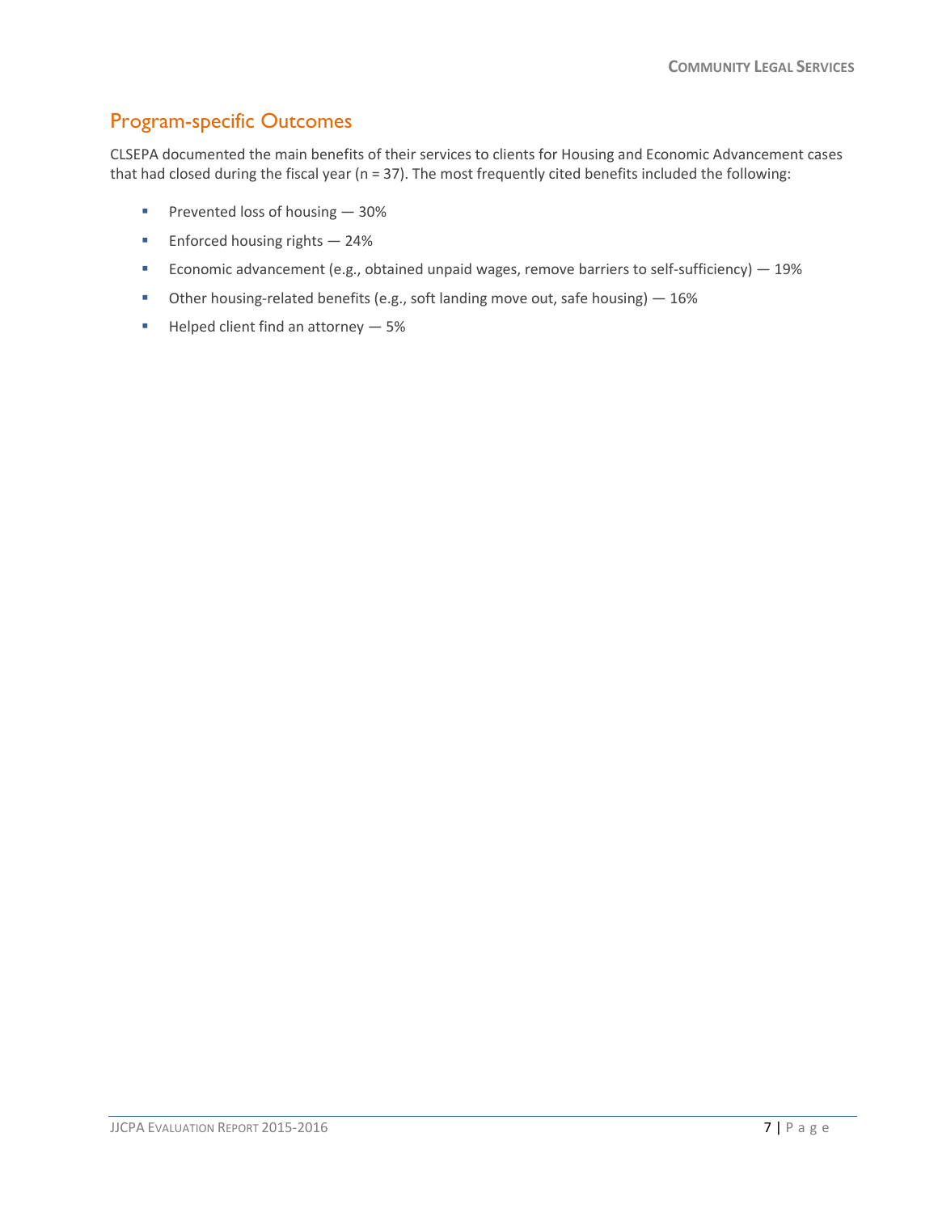## Program-specific Outcomes

CLSEPA documented the main benefits of their services to clients for Housing and Economic Advancement cases that had closed during the fiscal year (n = 37). The most frequently cited benefits included the following:

- Prevented loss of housing — 30%
- Enforced housing rights — 24%
- Economic advancement (e.g., obtained unpaid wages, remove barriers to self-sufficiency) — 19%
- Other housing-related benefits (e.g., soft landing move out, safe housing) — 16%
- Helped client find an attorney — 5%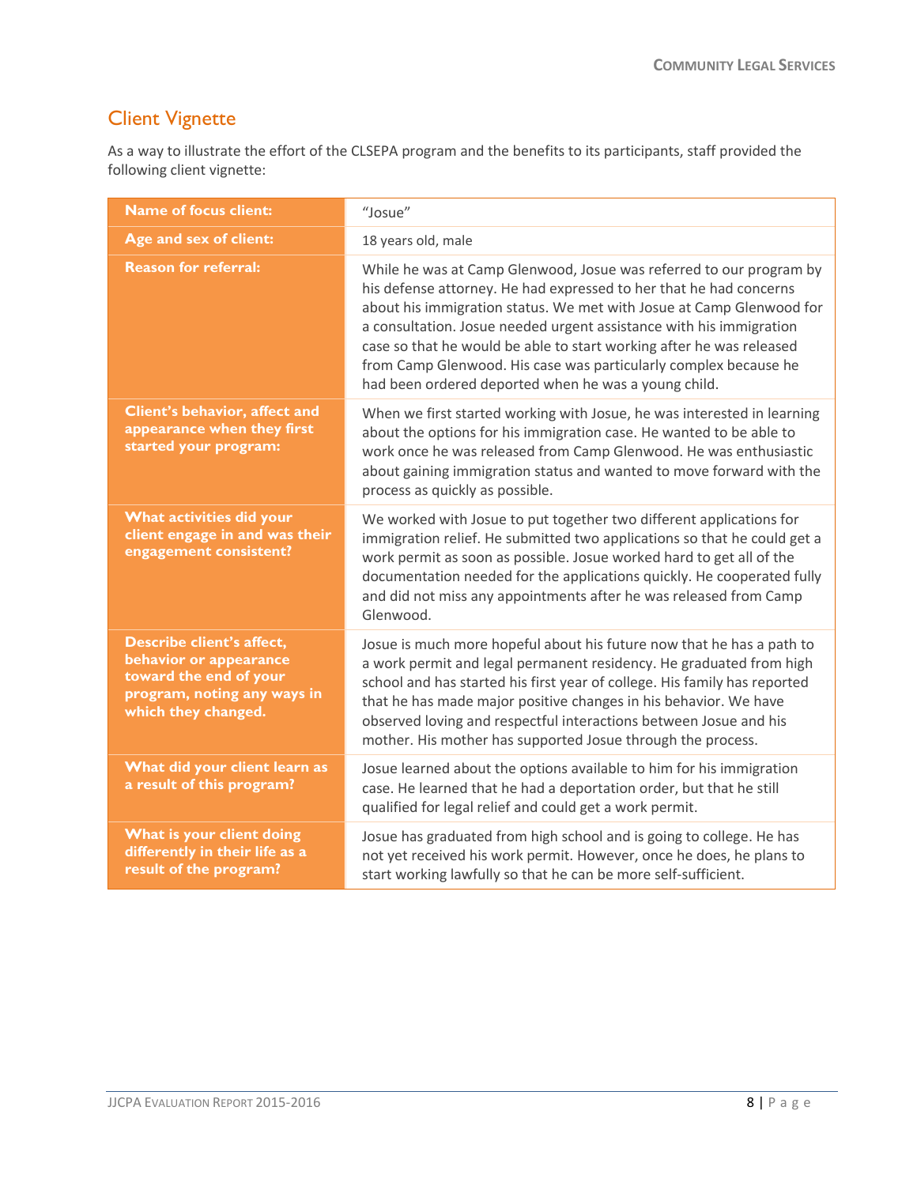## Client Vignette

As a way to illustrate the effort of the CLSEPA program and the benefits to its participants, staff provided the following client vignette:

| | |
|---|---|
| **Name of focus client:** | "Josue" |
| **Age and sex of client:** | 18 years old, male |
| **Reason for referral:** | While he was at Camp Glenwood, Josue was referred to our program by his defense attorney. He had expressed to her that he had concerns about his immigration status. We met with Josue at Camp Glenwood for a consultation. Josue needed urgent assistance with his immigration case so that he would be able to start working after he was released from Camp Glenwood. His case was particularly complex because he had been ordered deported when he was a young child. |
| **Client's behavior, affect and appearance when they first started your program:** | When we first started working with Josue, he was interested in learning about the options for his immigration case. He wanted to be able to work once he was released from Camp Glenwood. He was enthusiastic about gaining immigration status and wanted to move forward with the process as quickly as possible. |
| **What activities did your client engage in and was their engagement consistent?** | We worked with Josue to put together two different applications for immigration relief. He submitted two applications so that he could get a work permit as soon as possible. Josue worked hard to get all of the documentation needed for the applications quickly. He cooperated fully and did not miss any appointments after he was released from Camp Glenwood. |
| **Describe client's affect, behavior or appearance toward the end of your program, noting any ways in which they changed.** | Josue is much more hopeful about his future now that he has a path to a work permit and legal permanent residency. He graduated from high school and has started his first year of college. His family has reported that he has made major positive changes in his behavior. We have observed loving and respectful interactions between Josue and his mother. His mother has supported Josue through the process. |
| **What did your client learn as a result of this program?** | Josue learned about the options available to him for his immigration case. He learned that he had a deportation order, but that he still qualified for legal relief and could get a work permit. |
| **What is your client doing differently in their life as a result of the program?** | Josue has graduated from high school and is going to college. He has not yet received his work permit. However, once he does, he plans to start working lawfully so that he can be more self-sufficient. |